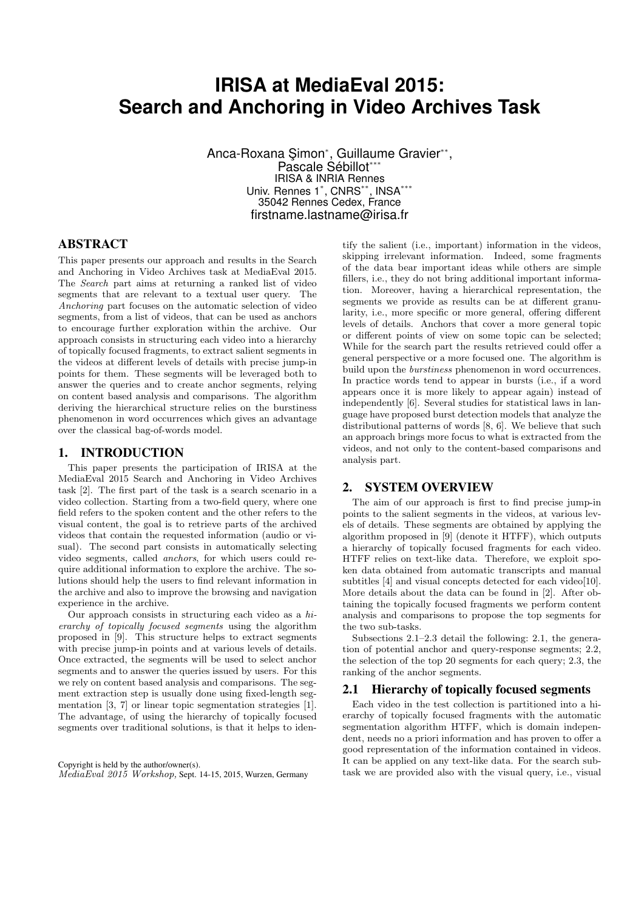# IRISA at MediaEval 2015: Search and Anchoring in Video Archives Task

Anca-Roxana Şimon[*], Guillaume Gravier[**], Pascale Sébillot[***]
IRISA & INRIA Rennes
Univ. Rennes 1[*], CNRS[**], INSA[***]
35042 Rennes Cedex, France
firstname.lastname@irisa.fr

## ABSTRACT

This paper presents our approach and results in the Search and Anchoring in Video Archives task at MediaEval 2015. The *Search* part aims at returning a ranked list of video segments that are relevant to a textual user query. The *Anchoring* part focuses on the automatic selection of video segments, from a list of videos, that can be used as anchors to encourage further exploration within the archive. Our approach consists in structuring each video into a hierarchy of topically focused fragments, to extract salient segments in the videos at different levels of details with precise jump-in points for them. These segments will be leveraged both to answer the queries and to create anchor segments, relying on content based analysis and comparisons. The algorithm deriving the hierarchical structure relies on the burstiness phenomenon in word occurrences which gives an advantage over the classical bag-of-words model.

## 1. INTRODUCTION

This paper presents the participation of IRISA at the MediaEval 2015 Search and Anchoring in Video Archives task [2]. The first part of the task is a search scenario in a video collection. Starting from a two-field query, where one field refers to the spoken content and the other refers to the visual content, the goal is to retrieve parts of the archived videos that contain the requested information (audio or visual). The second part consists in automatically selecting video segments, called *anchors*, for which users could require additional information to explore the archive. The solutions should help the users to find relevant information in the archive and also to improve the browsing and navigation experience in the archive.

Our approach consists in structuring each video as a *hierarchy of topically focused segments* using the algorithm proposed in [9]. This structure helps to extract segments with precise jump-in points and at various levels of details. Once extracted, the segments will be used to select anchor segments and to answer the queries issued by users. For this we rely on content based analysis and comparisons. The segment extraction step is usually done using fixed-length segmentation [3, 7] or linear topic segmentation strategies [1]. The advantage, of using the hierarchy of topically focused segments over traditional solutions, is that it helps to identify the salient (i.e., important) information in the videos, skipping irrelevant information. Indeed, some fragments of the data bear important ideas while others are simple fillers, i.e., they do not bring additional important information. Moreover, having a hierarchical representation, the segments we provide as results can be at different granularity, i.e., more specific or more general, offering different levels of details. Anchors that cover a more general topic or different points of view on some topic can be selected; While for the search part the results retrieved could offer a general perspective or a more focused one. The algorithm is build upon the *burstiness* phenomenon in word occurrences. In practice words tend to appear in bursts (i.e., if a word appears once it is more likely to appear again) instead of independently [6]. Several studies for statistical laws in language have proposed burst detection models that analyze the distributional patterns of words [8, 6]. We believe that such an approach brings more focus to what is extracted from the videos, and not only to the content-based comparisons and analysis part.

Copyright is held by the author/owner(s).
*MediaEval 2015 Workshop,* Sept. 14-15, 2015, Wurzen, Germany

## 2. SYSTEM OVERVIEW

The aim of our approach is first to find precise jump-in points to the salient segments in the videos, at various levels of details. These segments are obtained by applying the algorithm proposed in [9] (denote it HTFF), which outputs a hierarchy of topically focused fragments for each video. HTFF relies on text-like data. Therefore, we exploit spoken data obtained from automatic transcripts and manual subtitles [4] and visual concepts detected for each video[10]. More details about the data can be found in [2]. After obtaining the topically focused fragments we perform content analysis and comparisons to propose the top segments for the two sub-tasks.

Subsections 2.1–2.3 detail the following: 2.1, the generation of potential anchor and query-response segments; 2.2, the selection of the top 20 segments for each query; 2.3, the ranking of the anchor segments.

### 2.1 Hierarchy of topically focused segments

Each video in the test collection is partitioned into a hierarchy of topically focused fragments with the automatic segmentation algorithm HTFF, which is domain independent, needs no a priori information and has proven to offer a good representation of the information contained in videos. It can be applied on any text-like data. For the search subtask we are provided also with the visual query, i.e., visual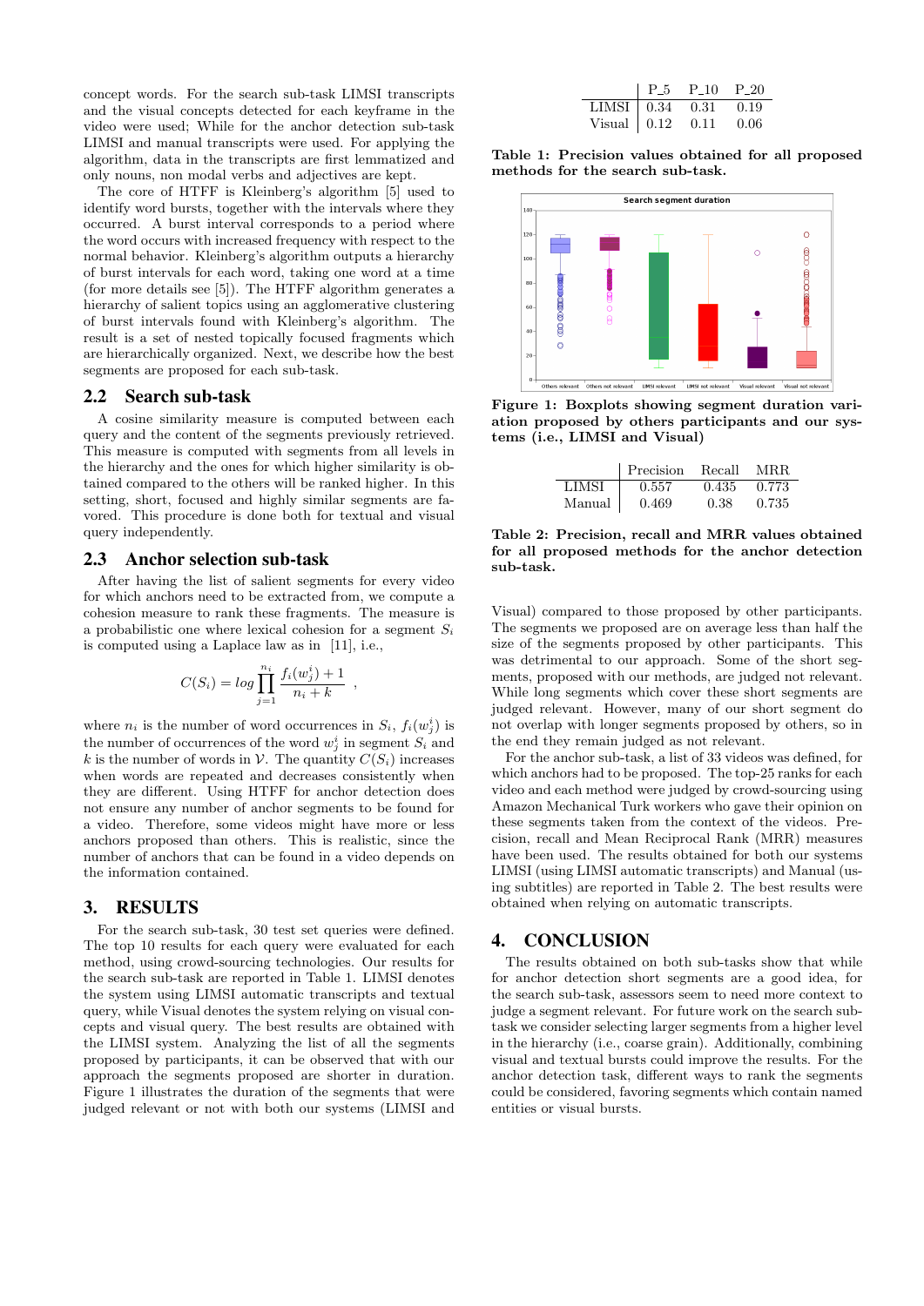concept words. For the search sub-task LIMSI transcripts and the visual concepts detected for each keyframe in the video were used; While for the anchor detection sub-task LIMSI and manual transcripts were used. For applying the algorithm, data in the transcripts are first lemmatized and only nouns, non modal verbs and adjectives are kept.

The core of HTFF is Kleinberg's algorithm [5] used to identify word bursts, together with the intervals where they occurred. A burst interval corresponds to a period where the word occurs with increased frequency with respect to the normal behavior. Kleinberg's algorithm outputs a hierarchy of burst intervals for each word, taking one word at a time (for more details see [5]). The HTFF algorithm generates a hierarchy of salient topics using an agglomerative clustering of burst intervals found with Kleinberg's algorithm. The result is a set of nested topically focused fragments which are hierarchically organized. Next, we describe how the best segments are proposed for each sub-task.

## 2.2 Search sub-task

A cosine similarity measure is computed between each query and the content of the segments previously retrieved. This measure is computed with segments from all levels in the hierarchy and the ones for which higher similarity is obtained compared to the others will be ranked higher. In this setting, short, focused and highly similar segments are favored. This procedure is done both for textual and visual query independently.

## 2.3 Anchor selection sub-task

After having the list of salient segments for every video for which anchors need to be extracted from, we compute a cohesion measure to rank these fragments. The measure is a probabilistic one where lexical cohesion for a segment $S_i$ is computed using a Laplace law as in [11], i.e.,

$$C(S_i) = log \prod_{j=1}^{n_i} \frac{f_i(w_j^i) + 1}{n_i + k} \ ,$$

where $n_i$ is the number of word occurrences in $S_i$, $f_i(w_j^i)$ is the number of occurrences of the word $w_j^i$ in segment $S_i$ and $k$ is the number of words in $\mathcal{V}$. The quantity $C(S_i)$ increases when words are repeated and decreases consistently when they are different. Using HTFF for anchor detection does not ensure any number of anchor segments to be found for a video. Therefore, some videos might have more or less anchors proposed than others. This is realistic, since the number of anchors that can be found in a video depends on the information contained.

# 3. RESULTS

For the search sub-task, 30 test set queries were defined. The top 10 results for each query were evaluated for each method, using crowd-sourcing technologies. Our results for the search sub-task are reported in Table 1. LIMSI denotes the system using LIMSI automatic transcripts and textual query, while Visual denotes the system relying on visual concepts and visual query. The best results are obtained with the LIMSI system. Analyzing the list of all the segments proposed by participants, it can be observed that with our approach the segments proposed are shorter in duration. Figure 1 illustrates the duration of the segments that were judged relevant or not with both our systems (LIMSI and Visual) compared to those proposed by other participants. The segments we proposed are on average less than half the size of the segments proposed by other participants. This was detrimental to our approach. Some of the short segments, proposed with our methods, are judged not relevant. While long segments which cover these short segments are judged relevant. However, many of our short segment do not overlap with longer segments proposed by others, so in the end they remain judged as not relevant.

|  | P_5 | P_10 | P_20 |
|---|---|---|---|
| LIMSI | 0.34 | 0.31 | 0.19 |
| Visual | 0.12 | 0.11 | 0.06 |

**Table 1: Precision values obtained for all proposed methods for the search sub-task.**

**Figure 1: Boxplots showing segment duration variation proposed by others participants and our systems (i.e., LIMSI and Visual)**

|  | Precision | Recall | MRR |
|---|---|---|---|
| LIMSI | 0.557 | 0.435 | 0.773 |
| Manual | 0.469 | 0.38 | 0.735 |

**Table 2: Precision, recall and MRR values obtained for all proposed methods for the anchor detection sub-task.**

For the anchor sub-task, a list of 33 videos was defined, for which anchors had to be proposed. The top-25 ranks for each video and each method were judged by crowd-sourcing using Amazon Mechanical Turk workers who gave their opinion on these segments taken from the context of the videos. Precision, recall and Mean Reciprocal Rank (MRR) measures have been used. The results obtained for both our systems LIMSI (using LIMSI automatic transcripts) and Manual (using subtitles) are reported in Table 2. The best results were obtained when relying on automatic transcripts.

# 4. CONCLUSION

The results obtained on both sub-tasks show that while for anchor detection short segments are a good idea, for the search sub-task, assessors seem to need more context to judge a segment relevant. For future work on the search sub-task we consider selecting larger segments from a higher level in the hierarchy (i.e., coarse grain). Additionally, combining visual and textual bursts could improve the results. For the anchor detection task, different ways to rank the segments could be considered, favoring segments which contain named entities or visual bursts.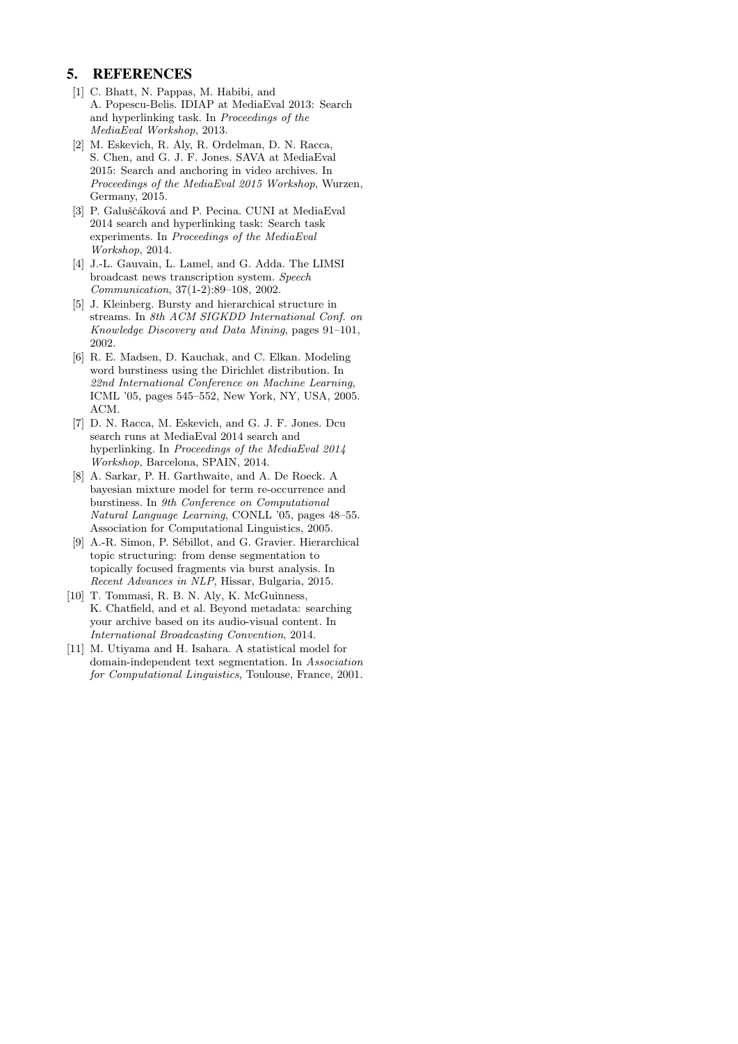## 5. REFERENCES

[1] C. Bhatt, N. Pappas, M. Habibi, and A. Popescu-Belis. IDIAP at MediaEval 2013: Search and hyperlinking task. In *Proceedings of the MediaEval Workshop*, 2013.

[2] M. Eskevich, R. Aly, R. Ordelman, D. N. Racca, S. Chen, and G. J. F. Jones. SAVA at MediaEval 2015: Search and anchoring in video archives. In *Proceedings of the MediaEval 2015 Workshop*, Wurzen, Germany, 2015.

[3] P. Galuščáková and P. Pecina. CUNI at MediaEval 2014 search and hyperlinking task: Search task experiments. In *Proceedings of the MediaEval Workshop*, 2014.

[4] J.-L. Gauvain, L. Lamel, and G. Adda. The LIMSI broadcast news transcription system. *Speech Communication*, 37(1-2):89–108, 2002.

[5] J. Kleinberg. Bursty and hierarchical structure in streams. In *8th ACM SIGKDD International Conf. on Knowledge Discovery and Data Mining*, pages 91–101, 2002.

[6] R. E. Madsen, D. Kauchak, and C. Elkan. Modeling word burstiness using the Dirichlet distribution. In *22nd International Conference on Machine Learning*, ICML '05, pages 545–552, New York, NY, USA, 2005. ACM.

[7] D. N. Racca, M. Eskevich, and G. J. F. Jones. Dcu search runs at MediaEval 2014 search and hyperlinking. In *Proceedings of the MediaEval 2014 Workshop*, Barcelona, SPAIN, 2014.

[8] A. Sarkar, P. H. Garthwaite, and A. De Roeck. A bayesian mixture model for term re-occurrence and burstiness. In *9th Conference on Computational Natural Language Learning*, CONLL '05, pages 48–55. Association for Computational Linguistics, 2005.

[9] A.-R. Simon, P. Sébillot, and G. Gravier. Hierarchical topic structuring: from dense segmentation to topically focused fragments via burst analysis. In *Recent Advances in NLP*, Hissar, Bulgaria, 2015.

[10] T. Tommasi, R. B. N. Aly, K. McGuinness, K. Chatfield, and et al. Beyond metadata: searching your archive based on its audio-visual content. In *International Broadcasting Convention*, 2014.

[11] M. Utiyama and H. Isahara. A statistical model for domain-independent text segmentation. In *Association for Computational Linguistics*, Toulouse, France, 2001.